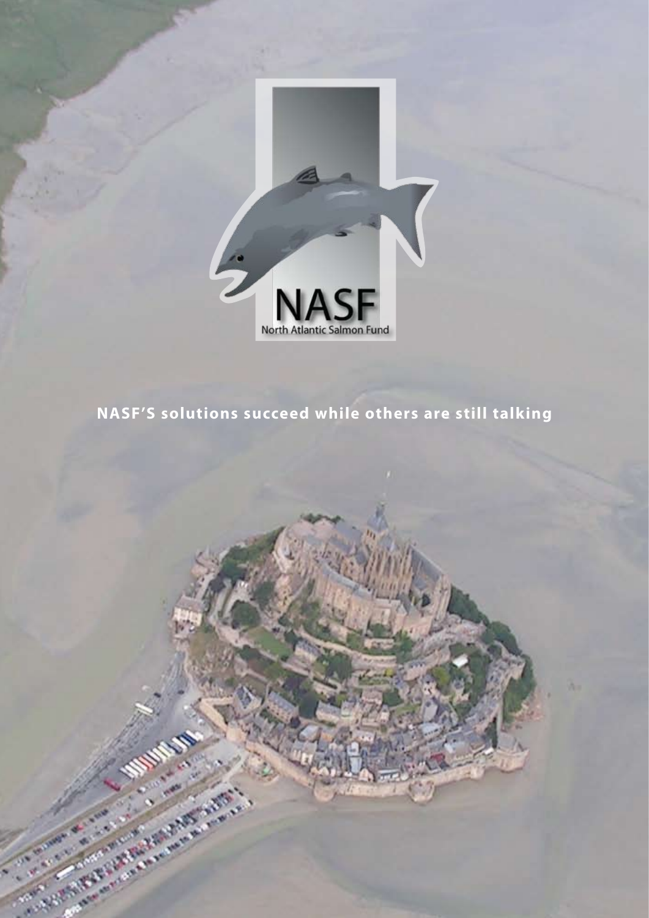NASF

North Atlantic Salmon Fund

**NASF'S solutions succeed while others are still talking**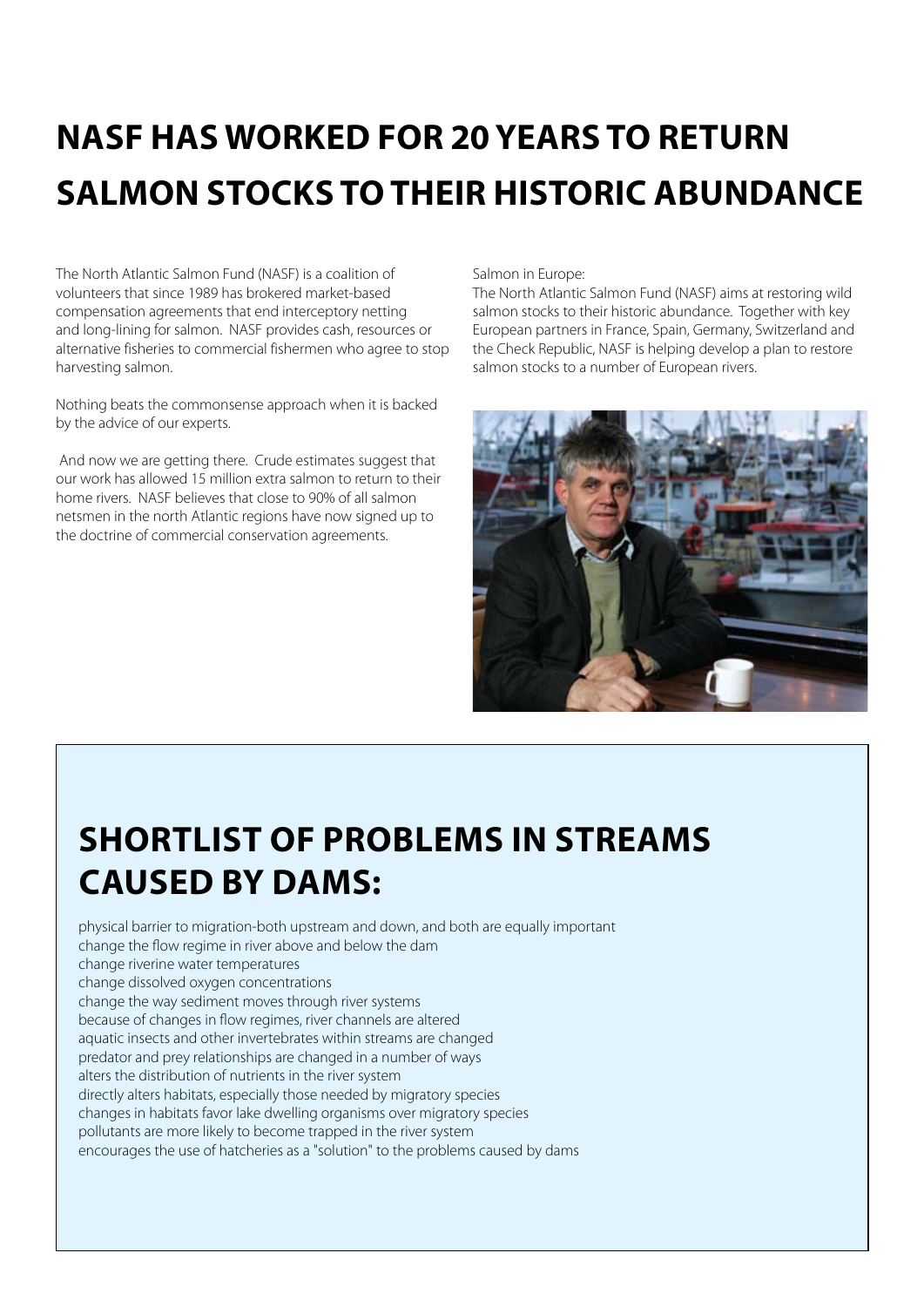# NASF HAS WORKED FOR 20 YEARS TO RETURN SALMON STOCKS TO THEIR HISTORIC ABUNDANCE

The North Atlantic Salmon Fund (NASF) is a coalition of volunteers that since 1989 has brokered market-based compensation agreements that end interceptory netting and long-lining for salmon. NASF provides cash, resources or alternative fisheries to commercial fishermen who agree to stop harvesting salmon.

Nothing beats the commonsense approach when it is backed by the advice of our experts.

And now we are getting there. Crude estimates suggest that our work has allowed 15 million extra salmon to return to their home rivers. NASF believes that close to 90% of all salmon netsmen in the north Atlantic regions have now signed up to the doctrine of commercial conservation agreements.

Salmon in Europe:
The North Atlantic Salmon Fund (NASF) aims at restoring wild salmon stocks to their historic abundance. Together with key European partners in France, Spain, Germany, Switzerland and the Check Republic, NASF is helping develop a plan to restore salmon stocks to a number of European rivers.

## SHORTLIST OF PROBLEMS IN STREAMS CAUSED BY DAMS:

physical barrier to migration-both upstream and down, and both are equally important
change the flow regime in river above and below the dam
change riverine water temperatures
change dissolved oxygen concentrations
change the way sediment moves through river systems
because of changes in flow regimes, river channels are altered
aquatic insects and other invertebrates within streams are changed
predator and prey relationships are changed in a number of ways
alters the distribution of nutrients in the river system
directly alters habitats, especially those needed by migratory species
changes in habitats favor lake dwelling organisms over migratory species
pollutants are more likely to become trapped in the river system
encourages the use of hatcheries as a "solution" to the problems caused by dams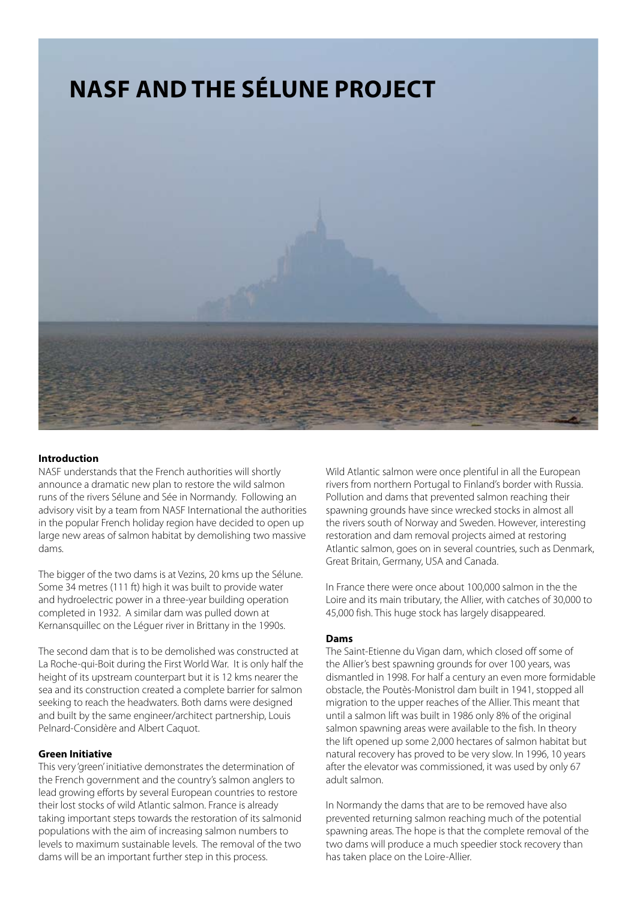# NASF AND THE SÉLUNE PROJECT

### Introduction

NASF understands that the French authorities will shortly announce a dramatic new plan to restore the wild salmon runs of the rivers Sélune and Sée in Normandy. Following an advisory visit by a team from NASF International the authorities in the popular French holiday region have decided to open up large new areas of salmon habitat by demolishing two massive dams.

The bigger of the two dams is at Vezins, 20 kms up the Sélune. Some 34 metres (111 ft) high it was built to provide water and hydroelectric power in a three-year building operation completed in 1932. A similar dam was pulled down at Kernansquillec on the Léguer river in Brittany in the 1990s.

The second dam that is to be demolished was constructed at La Roche-qui-Boit during the First World War. It is only half the height of its upstream counterpart but it is 12 kms nearer the sea and its construction created a complete barrier for salmon seeking to reach the headwaters. Both dams were designed and built by the same engineer/architect partnership, Louis Pelnard-Considère and Albert Caquot.

### Green Initiative

This very 'green' initiative demonstrates the determination of the French government and the country's salmon anglers to lead growing efforts by several European countries to restore their lost stocks of wild Atlantic salmon. France is already taking important steps towards the restoration of its salmonid populations with the aim of increasing salmon numbers to levels to maximum sustainable levels. The removal of the two dams will be an important further step in this process.

Wild Atlantic salmon were once plentiful in all the European rivers from northern Portugal to Finland's border with Russia. Pollution and dams that prevented salmon reaching their spawning grounds have since wrecked stocks in almost all the rivers south of Norway and Sweden. However, interesting restoration and dam removal projects aimed at restoring Atlantic salmon, goes on in several countries, such as Denmark, Great Britain, Germany, USA and Canada.

In France there were once about 100,000 salmon in the the Loire and its main tributary, the Allier, with catches of 30,000 to 45,000 fish. This huge stock has largely disappeared.

### Dams

The Saint-Etienne du Vigan dam, which closed off some of the Allier's best spawning grounds for over 100 years, was dismantled in 1998. For half a century an even more formidable obstacle, the Poutès-Monistrol dam built in 1941, stopped all migration to the upper reaches of the Allier. This meant that until a salmon lift was built in 1986 only 8% of the original salmon spawning areas were available to the fish. In theory the lift opened up some 2,000 hectares of salmon habitat but natural recovery has proved to be very slow. In 1996, 10 years after the elevator was commissioned, it was used by only 67 adult salmon.

In Normandy the dams that are to be removed have also prevented returning salmon reaching much of the potential spawning areas. The hope is that the complete removal of the two dams will produce a much speedier stock recovery than has taken place on the Loire-Allier.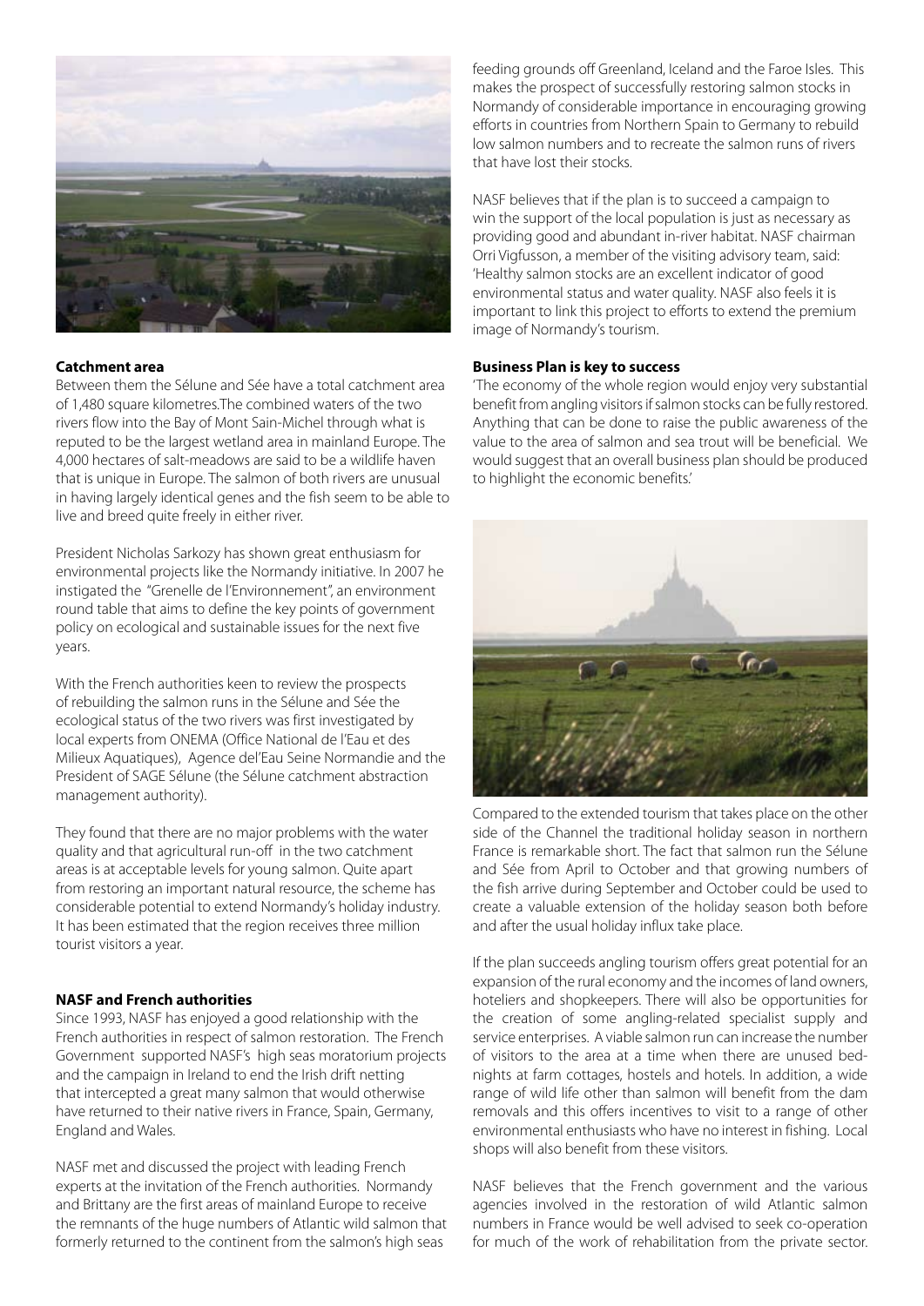### Catchment area

Between them the Sélune and Sée have a total catchment area of 1,480 square kilometres.The combined waters of the two rivers flow into the Bay of Mont Sain-Michel through what is reputed to be the largest wetland area in mainland Europe. The 4,000 hectares of salt-meadows are said to be a wildlife haven that is unique in Europe. The salmon of both rivers are unusual in having largely identical genes and the fish seem to be able to live and breed quite freely in either river.

President Nicholas Sarkozy has shown great enthusiasm for environmental projects like the Normandy initiative. In 2007 he instigated the "Grenelle de l'Environnement", an environment round table that aims to define the key points of government policy on ecological and sustainable issues for the next five years.

With the French authorities keen to review the prospects of rebuilding the salmon runs in the Sélune and Sée the ecological status of the two rivers was first investigated by local experts from ONEMA (Office National de I'Eau et des Milieux Aquatiques), Agence del'Eau Seine Normandie and the President of SAGE Sélune (the Sélune catchment abstraction management authority).

They found that there are no major problems with the water quality and that agricultural run-off in the two catchment areas is at acceptable levels for young salmon. Quite apart from restoring an important natural resource, the scheme has considerable potential to extend Normandy's holiday industry. It has been estimated that the region receives three million tourist visitors a year.

### NASF and French authorities

Since 1993, NASF has enjoyed a good relationship with the French authorities in respect of salmon restoration. The French Government supported NASF's high seas moratorium projects and the campaign in Ireland to end the Irish drift netting that intercepted a great many salmon that would otherwise have returned to their native rivers in France, Spain, Germany, England and Wales.

NASF met and discussed the project with leading French experts at the invitation of the French authorities. Normandy and Brittany are the first areas of mainland Europe to receive the remnants of the huge numbers of Atlantic wild salmon that formerly returned to the continent from the salmon's high seas feeding grounds off Greenland, Iceland and the Faroe Isles. This makes the prospect of successfully restoring salmon stocks in Normandy of considerable importance in encouraging growing efforts in countries from Northern Spain to Germany to rebuild low salmon numbers and to recreate the salmon runs of rivers that have lost their stocks.

NASF believes that if the plan is to succeed a campaign to win the support of the local population is just as necessary as providing good and abundant in-river habitat. NASF chairman Orri Vigfusson, a member of the visiting advisory team, said: 'Healthy salmon stocks are an excellent indicator of good environmental status and water quality. NASF also feels it is important to link this project to efforts to extend the premium image of Normandy's tourism.

### Business Plan is key to success

'The economy of the whole region would enjoy very substantial benefit from angling visitors if salmon stocks can be fully restored. Anything that can be done to raise the public awareness of the value to the area of salmon and sea trout will be beneficial. We would suggest that an overall business plan should be produced to highlight the economic benefits.'

Compared to the extended tourism that takes place on the other side of the Channel the traditional holiday season in northern France is remarkable short. The fact that salmon run the Sélune and Sée from April to October and that growing numbers of the fish arrive during September and October could be used to create a valuable extension of the holiday season both before and after the usual holiday influx take place.

If the plan succeeds angling tourism offers great potential for an expansion of the rural economy and the incomes of land owners, hoteliers and shopkeepers. There will also be opportunities for the creation of some angling-related specialist supply and service enterprises. A viable salmon run can increase the number of visitors to the area at a time when there are unused bed-nights at farm cottages, hostels and hotels. In addition, a wide range of wild life other than salmon will benefit from the dam removals and this offers incentives to visit to a range of other environmental enthusiasts who have no interest in fishing. Local shops will also benefit from these visitors.

NASF believes that the French government and the various agencies involved in the restoration of wild Atlantic salmon numbers in France would be well advised to seek co-operation for much of the work of rehabilitation from the private sector.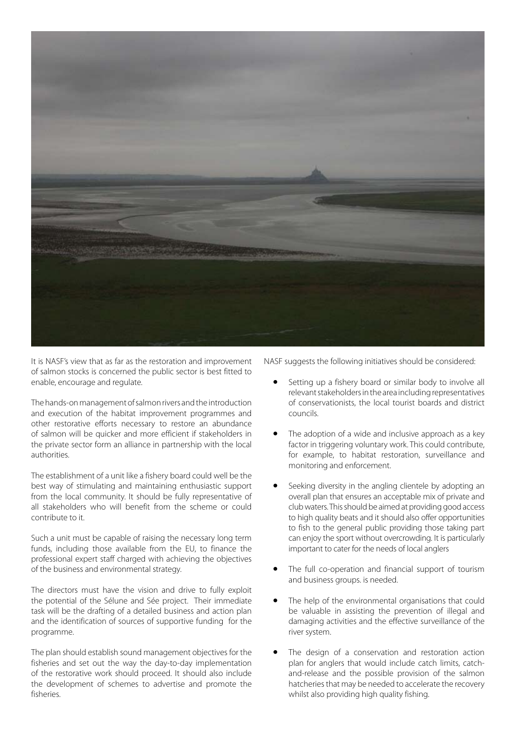It is NASF's view that as far as the restoration and improvement of salmon stocks is concerned the public sector is best fitted to enable, encourage and regulate.

The hands-on management of salmon rivers and the introduction and execution of the habitat improvement programmes and other restorative efforts necessary to restore an abundance of salmon will be quicker and more efficient if stakeholders in the private sector form an alliance in partnership with the local authorities.

The establishment of a unit like a fishery board could well be the best way of stimulating and maintaining enthusiastic support from the local community. It should be fully representative of all stakeholders who will benefit from the scheme or could contribute to it.

Such a unit must be capable of raising the necessary long term funds, including those available from the EU, to finance the professional expert staff charged with achieving the objectives of the business and environmental strategy.

The directors must have the vision and drive to fully exploit the potential of the Sélune and Sée project. Their immediate task will be the drafting of a detailed business and action plan and the identification of sources of supportive funding for the programme.

The plan should establish sound management objectives for the fisheries and set out the way the day-to-day implementation of the restorative work should proceed. It should also include the development of schemes to advertise and promote the fisheries.

NASF suggests the following initiatives should be considered:

- Setting up a fishery board or similar body to involve all relevant stakeholders in the area including representatives of conservationists, the local tourist boards and district councils.
- The adoption of a wide and inclusive approach as a key factor in triggering voluntary work. This could contribute, for example, to habitat restoration, surveillance and monitoring and enforcement.
- Seeking diversity in the angling clientele by adopting an overall plan that ensures an acceptable mix of private and club waters. This should be aimed at providing good access to high quality beats and it should also offer opportunities to fish to the general public providing those taking part can enjoy the sport without overcrowding. It is particularly important to cater for the needs of local anglers
- The full co-operation and financial support of tourism and business groups. is needed.
- The help of the environmental organisations that could be valuable in assisting the prevention of illegal and damaging activities and the effective surveillance of the river system.
- The design of a conservation and restoration action plan for anglers that would include catch limits, catch-and-release and the possible provision of the salmon hatcheries that may be needed to accelerate the recovery whilst also providing high quality fishing.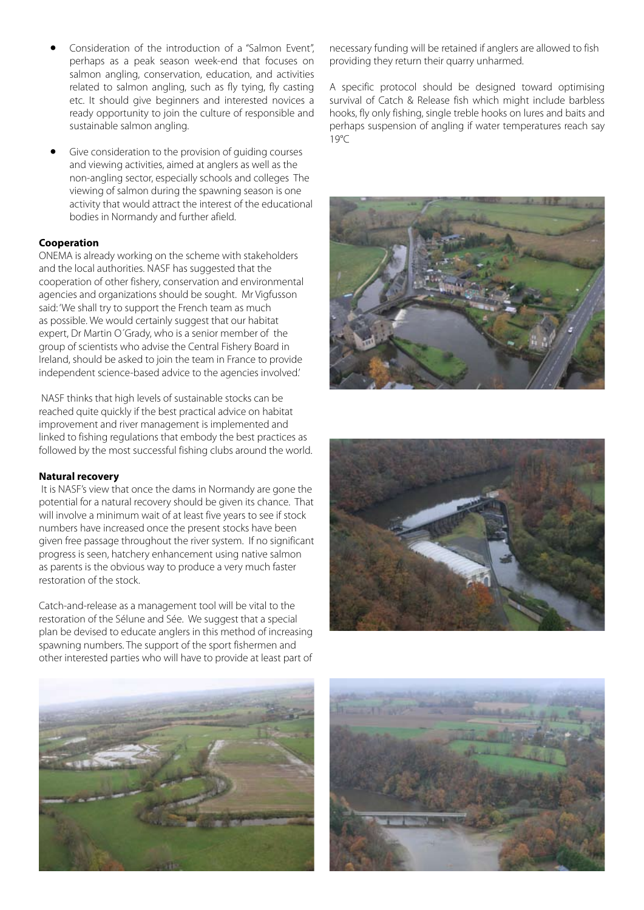- Consideration of the introduction of a "Salmon Event", perhaps as a peak season week-end that focuses on salmon angling, conservation, education, and activities related to salmon angling, such as fly tying, fly casting etc. It should give beginners and interested novices a ready opportunity to join the culture of responsible and sustainable salmon angling.

- Give consideration to the provision of guiding courses and viewing activities, aimed at anglers as well as the non-angling sector, especially schools and colleges The viewing of salmon during the spawning season is one activity that would attract the interest of the educational bodies in Normandy and further afield.

**Cooperation**

ONEMA is already working on the scheme with stakeholders and the local authorities. NASF has suggested that the cooperation of other fishery, conservation and environmental agencies and organizations should be sought. Mr Vigfusson said: 'We shall try to support the French team as much as possible. We would certainly suggest that our habitat expert, Dr Martin O´Grady, who is a senior member of the group of scientists who advise the Central Fishery Board in Ireland, should be asked to join the team in France to provide independent science-based advice to the agencies involved.'

NASF thinks that high levels of sustainable stocks can be reached quite quickly if the best practical advice on habitat improvement and river management is implemented and linked to fishing regulations that embody the best practices as followed by the most successful fishing clubs around the world.

**Natural recovery**

It is NASF's view that once the dams in Normandy are gone the potential for a natural recovery should be given its chance. That will involve a minimum wait of at least five years to see if stock numbers have increased once the present stocks have been given free passage throughout the river system. If no significant progress is seen, hatchery enhancement using native salmon as parents is the obvious way to produce a very much faster restoration of the stock.

Catch-and-release as a management tool will be vital to the restoration of the Sélune and Sée. We suggest that a special plan be devised to educate anglers in this method of increasing spawning numbers. The support of the sport fishermen and other interested parties who will have to provide at least part of necessary funding will be retained if anglers are allowed to fish providing they return their quarry unharmed.

A specific protocol should be designed toward optimising survival of Catch & Release fish which might include barbless hooks, fly only fishing, single treble hooks on lures and baits and perhaps suspension of angling if water temperatures reach say 19ºC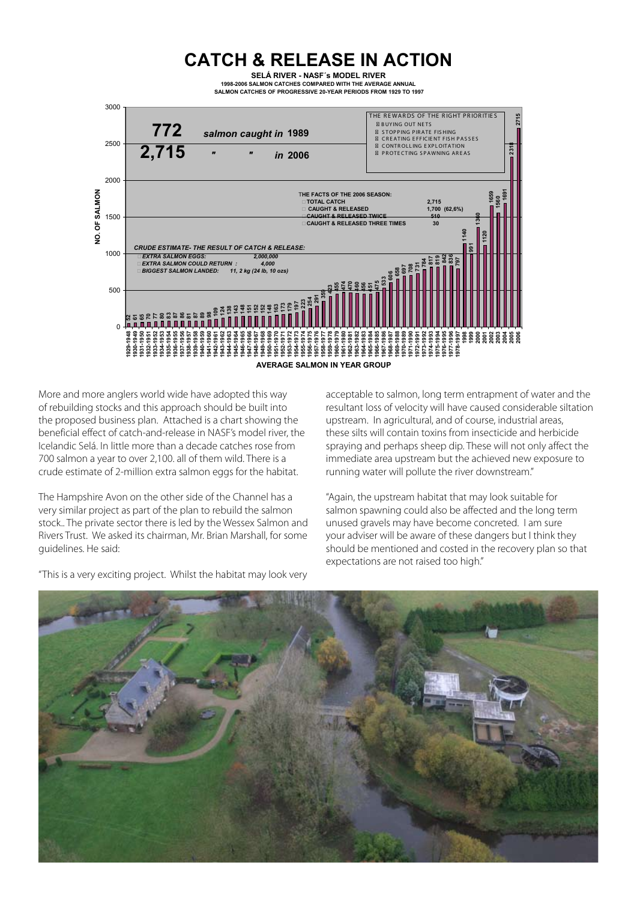# CATCH & RELEASE IN ACTION

**SELÁ RIVER - NASF´s MODEL RIVER**

**1998-2006 SALMON CATCHES COMPARED WITH THE AVERAGE ANNUAL SALMON CATCHES OF PROGRESSIVE 20-YEAR PERIODS FROM 1929 TO 1997**

**772** *salmon caught in* **1989**

**2,715** *" " in* **2006**

THE REWARDS OF THE RIGHT PRIORITIES
- BUYING OUT NETS
- STOPPING PIRATE FISHING
- CREATING EFFICIENT FISH PASSES
- CONTROLLING EXPLOITATION
- PROTECTING SPAWNING AREAS

**THE FACTS OF THE 2006 SEASON:**

| | |
|---|---|
| TOTAL CATCH | 2,715 |
| CAUGHT & RELEASED | 1,700 (62,6%) |
| CAUGHT & RELEASED TWICE | 510 |
| CAUGHT & RELEASED THREE TIMES | 30 |

***CRUDE ESTIMATE- THE RESULT OF CATCH & RELEASE:***

| | |
|---|---|
| *EXTRA SALMON EGGS:* | *2,000,000* |
| *EXTRA SALMON COULD RETURN :* | *4,000* |
| *BIGGEST SALMON LANDED:* | *11, 2 kg (24 lb, 10 ozs)* |

| AVERAGE SALMON IN YEAR GROUP | NO. OF SALMON |
|---|---|
| 1929-1948 | 52 |
| 1930-1949 | 61 |
| 1931-1950 | 65 |
| 1932-1951 | 70 |
| 1933-1952 | 77 |
| 1934-1953 | 80 |
| 1935-1954 | 83 |
| 1936-1955 | 87 |
| 1937-1956 | 86 |
| 1938-1957 | 81 |
| 1939-1958 | 87 |
| 1940-1959 | 89 |
| 1941-1960 | 98 |
| 1942-1961 | 109 |
| 1943-1962 | 124 |
| 1944-1963 | 138 |
| 1945-1964 | 143 |
| 1946-1965 | 148 |
| 1947-1966 | 151 |
| 1948-1967 | 152 |
| 1949-1968 | 152 |
| 1950-1969 | 148 |
| 1951-1970 | 163 |
| 1952-1971 | 173 |
| 1953-1972 | 179 |
| 1954-1973 | 197 |
| 1955-1974 | 223 |
| 1956-1975 | 254 |
| 1957-1976 | 291 |
| 1958-1977 | 359 |
| 1959-1978 | 423 |
| 1960-1979 | 455 |
| 1961-1980 | 474 |
| 1962-1981 | 470 |
| 1963-1982 | 460 |
| 1964-1983 | 456 |
| 1965-1984 | 451 |
| 1966-1985 | 475 |
| 1967-1986 | 533 |
| 1968-1987 | 606 |
| 1969-1988 | 658 |
| 1970-1989 | 697 |
| 1971-1990 | 708 |
| 1972-1991 | 731 |
| 1973-1992 | 784 |
| 1974-1993 | 817 |
| 1975-1994 | 819 |
| 1976-1995 | 842 |
| 1977-1996 | 836 |
| 1978-1997 | 797 |
| 1998 | 1140 |
| 1999 | 991 |
| 2000 | 1360 |
| 2001 | 1120 |
| 2002 | 1659 |
| 2003 | 1560 |
| 2004 | 1691 |
| 2005 | 2318 |
| 2006 | 2715 |

More and more anglers world wide have adopted this way of rebuilding stocks and this approach should be built into the proposed business plan. Attached is a chart showing the beneficial effect of catch-and-release in NASF's model river, the Icelandic Selá. In little more than a decade catches rose from 700 salmon a year to over 2,100. all of them wild. There is a crude estimate of 2-million extra salmon eggs for the habitat.

The Hampshire Avon on the other side of the Channel has a very similar project as part of the plan to rebuild the salmon stock.. The private sector there is led by the Wessex Salmon and Rivers Trust. We asked its chairman, Mr. Brian Marshall, for some guidelines. He said:

"This is a very exciting project. Whilst the habitat may look very acceptable to salmon, long term entrapment of water and the resultant loss of velocity will have caused considerable siltation upstream. In agricultural, and of course, industrial areas, these silts will contain toxins from insecticide and herbicide spraying and perhaps sheep dip. These will not only affect the immediate area upstream but the achieved new exposure to running water will pollute the river downstream."

"Again, the upstream habitat that may look suitable for salmon spawning could also be affected and the long term unused gravels may have become concreted. I am sure your adviser will be aware of these dangers but I think they should be mentioned and costed in the recovery plan so that expectations are not raised too high."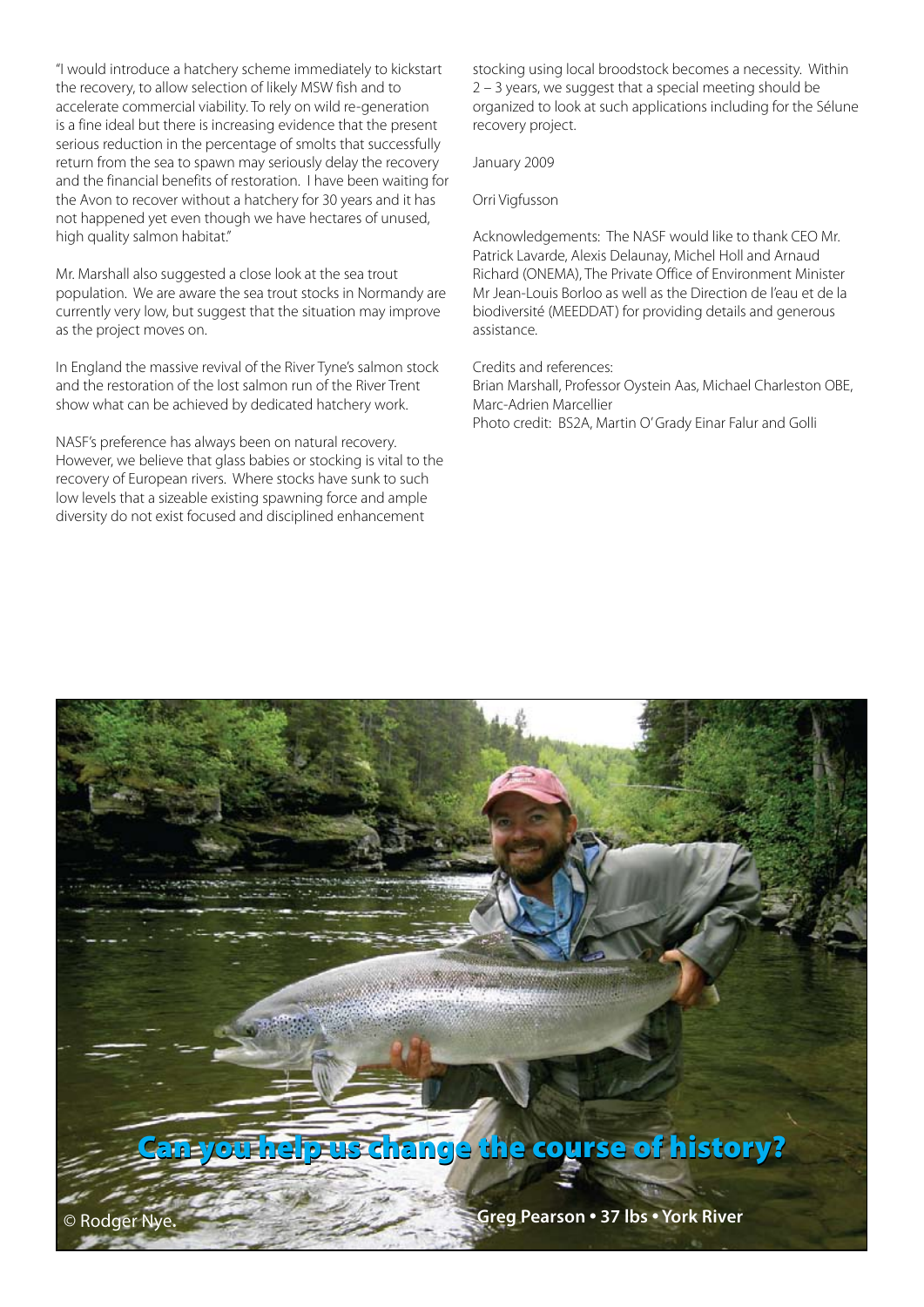"I would introduce a hatchery scheme immediately to kickstart the recovery, to allow selection of likely MSW fish and to accelerate commercial viability. To rely on wild re-generation is a fine ideal but there is increasing evidence that the present serious reduction in the percentage of smolts that successfully return from the sea to spawn may seriously delay the recovery and the financial benefits of restoration. I have been waiting for the Avon to recover without a hatchery for 30 years and it has not happened yet even though we have hectares of unused, high quality salmon habitat."

Mr. Marshall also suggested a close look at the sea trout population. We are aware the sea trout stocks in Normandy are currently very low, but suggest that the situation may improve as the project moves on.

In England the massive revival of the River Tyne's salmon stock and the restoration of the lost salmon run of the River Trent show what can be achieved by dedicated hatchery work.

NASF's preference has always been on natural recovery. However, we believe that glass babies or stocking is vital to the recovery of European rivers. Where stocks have sunk to such low levels that a sizeable existing spawning force and ample diversity do not exist focused and disciplined enhancement stocking using local broodstock becomes a necessity. Within 2 – 3 years, we suggest that a special meeting should be organized to look at such applications including for the Sélune recovery project.

January 2009

Orri Vigfusson

Acknowledgements: The NASF would like to thank CEO Mr. Patrick Lavarde, Alexis Delaunay, Michel Holl and Arnaud Richard (ONEMA), The Private Office of Environment Minister Mr Jean-Louis Borloo as well as the Direction de l'eau et de la biodiversité (MEEDDAT) for providing details and generous assistance.

Credits and references:
Brian Marshall, Professor Oystein Aas, Michael Charleston OBE, Marc-Adrien Marcellier
Photo credit: BS2A, Martin O' Grady Einar Falur and Golli

**Can you help us change the course of history?**

© Rodger Nye.

**Greg Pearson • 37 lbs • York River**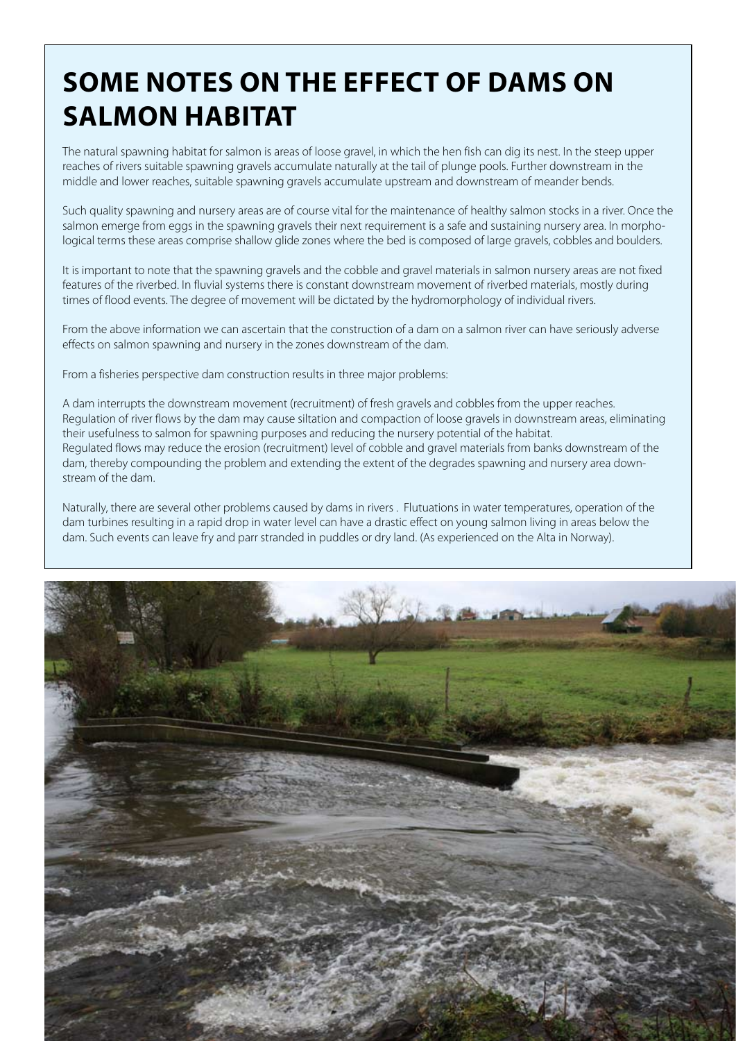# SOME NOTES ON THE EFFECT OF DAMS ON SALMON HABITAT

The natural spawning habitat for salmon is areas of loose gravel, in which the hen fish can dig its nest. In the steep upper reaches of rivers suitable spawning gravels accumulate naturally at the tail of plunge pools. Further downstream in the middle and lower reaches, suitable spawning gravels accumulate upstream and downstream of meander bends.

Such quality spawning and nursery areas are of course vital for the maintenance of healthy salmon stocks in a river. Once the salmon emerge from eggs in the spawning gravels their next requirement is a safe and sustaining nursery area. In morphological terms these areas comprise shallow glide zones where the bed is composed of large gravels, cobbles and boulders.

It is important to note that the spawning gravels and the cobble and gravel materials in salmon nursery areas are not fixed features of the riverbed. In fluvial systems there is constant downstream movement of riverbed materials, mostly during times of flood events. The degree of movement will be dictated by the hydromorphology of individual rivers.

From the above information we can ascertain that the construction of a dam on a salmon river can have seriously adverse effects on salmon spawning and nursery in the zones downstream of the dam.

From a fisheries perspective dam construction results in three major problems:

A dam interrupts the downstream movement (recruitment) of fresh gravels and cobbles from the upper reaches.
Regulation of river flows by the dam may cause siltation and compaction of loose gravels in downstream areas, eliminating their usefulness to salmon for spawning purposes and reducing the nursery potential of the habitat.
Regulated flows may reduce the erosion (recruitment) level of cobble and gravel materials from banks downstream of the dam, thereby compounding the problem and extending the extent of the degrades spawning and nursery area downstream of the dam.

Naturally, there are several other problems caused by dams in rivers . Flutuations in water temperatures, operation of the dam turbines resulting in a rapid drop in water level can have a drastic effect on young salmon living in areas below the dam. Such events can leave fry and parr stranded in puddles or dry land. (As experienced on the Alta in Norway).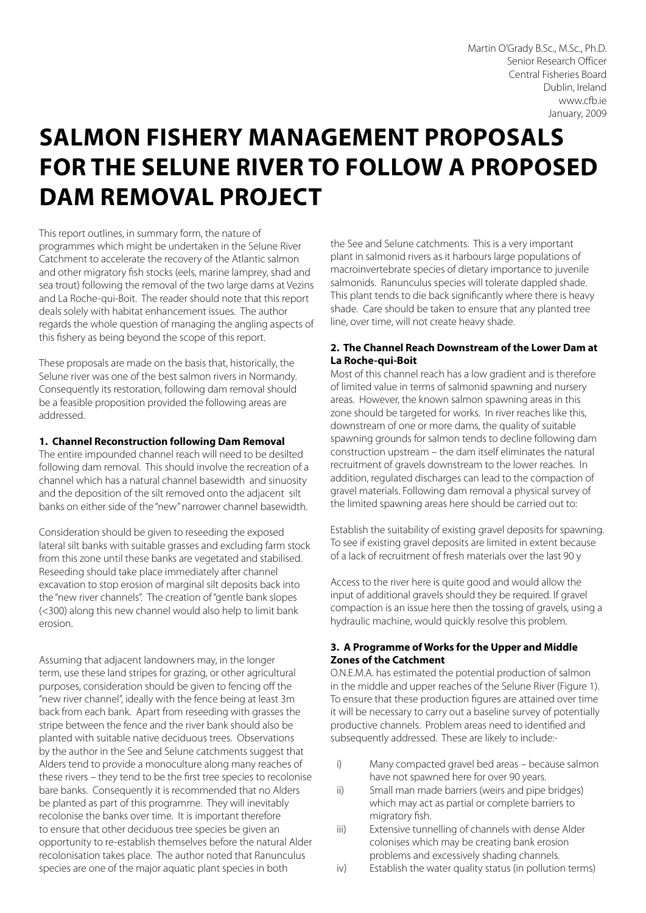Martin O'Grady B.Sc., M.Sc., Ph.D.
Senior Research Officer
Central Fisheries Board
Dublin, Ireland
www.cfb.ie
January, 2009

# SALMON FISHERY MANAGEMENT PROPOSALS FOR THE SELUNE RIVER TO FOLLOW A PROPOSED DAM REMOVAL PROJECT

This report outlines, in summary form, the nature of programmes which might be undertaken in the Selune River Catchment to accelerate the recovery of the Atlantic salmon and other migratory fish stocks (eels, marine lamprey, shad and sea trout) following the removal of the two large dams at Vezins and La Roche-qui-Boit. The reader should note that this report deals solely with habitat enhancement issues. The author regards the whole question of managing the angling aspects of this fishery as being beyond the scope of this report.

These proposals are made on the basis that, historically, the Selune river was one of the best salmon rivers in Normandy. Consequently its restoration, following dam removal should be a feasible proposition provided the following areas are addressed.

### 1. Channel Reconstruction following Dam Removal

The entire impounded channel reach will need to be desilted following dam removal. This should involve the recreation of a channel which has a natural channel basewidth and sinuosity and the deposition of the silt removed onto the adjacent silt banks on either side of the "new" narrower channel basewidth.

Consideration should be given to reseeding the exposed lateral silt banks with suitable grasses and excluding farm stock from this zone until these banks are vegetated and stabilised. Reseeding should take place immediately after channel excavation to stop erosion of marginal silt deposits back into the "new river channels". The creation of "gentle bank slopes (<300) along this new channel would also help to limit bank erosion.

Assuming that adjacent landowners may, in the longer term, use these land stripes for grazing, or other agricultural purposes, consideration should be given to fencing off the "new river channel", ideally with the fence being at least 3m back from each bank. Apart from reseeding with grasses the stripe between the fence and the river bank should also be planted with suitable native deciduous trees. Observations by the author in the See and Selune catchments suggest that Alders tend to provide a monoculture along many reaches of these rivers – they tend to be the first tree species to recolonise bare banks. Consequently it is recommended that no Alders be planted as part of this programme. They will inevitably recolonise the banks over time. It is important therefore to ensure that other deciduous tree species be given an opportunity to re-establish themselves before the natural Alder recolonisation takes place. The author noted that Ranunculus species are one of the major aquatic plant species in both the See and Selune catchments. This is a very important plant in salmonid rivers as it harbours large populations of macroinvertebrate species of dietary importance to juvenile salmonids. Ranunculus species will tolerate dappled shade. This plant tends to die back significantly where there is heavy shade. Care should be taken to ensure that any planted tree line, over time, will not create heavy shade.

### 2. The Channel Reach Downstream of the Lower Dam at La Roche-qui-Boit

Most of this channel reach has a low gradient and is therefore of limited value in terms of salmonid spawning and nursery areas. However, the known salmon spawning areas in this zone should be targeted for works. In river reaches like this, downstream of one or more dams, the quality of suitable spawning grounds for salmon tends to decline following dam construction upstream – the dam itself eliminates the natural recruitment of gravels downstream to the lower reaches. In addition, regulated discharges can lead to the compaction of gravel materials. Following dam removal a physical survey of the limited spawning areas here should be carried out to:

Establish the suitability of existing gravel deposits for spawning.
To see if existing gravel deposits are limited in extent because of a lack of recruitment of fresh materials over the last 90 y

Access to the river here is quite good and would allow the input of additional gravels should they be required. If gravel compaction is an issue here then the tossing of gravels, using a hydraulic machine, would quickly resolve this problem.

### 3. A Programme of Works for the Upper and Middle Zones of the Catchment

O.N.E.M.A. has estimated the potential production of salmon in the middle and upper reaches of the Selune River (Figure 1). To ensure that these production figures are attained over time it will be necessary to carry out a baseline survey of potentially productive channels. Problem areas need to identified and subsequently addressed. These are likely to include:-

i) Many compacted gravel bed areas – because salmon have not spawned here for over 90 years.
ii) Small man made barriers (weirs and pipe bridges) which may act as partial or complete barriers to migratory fish.
iii) Extensive tunnelling of channels with dense Alder colonises which may be creating bank erosion problems and excessively shading channels.
iv) Establish the water quality status (in pollution terms)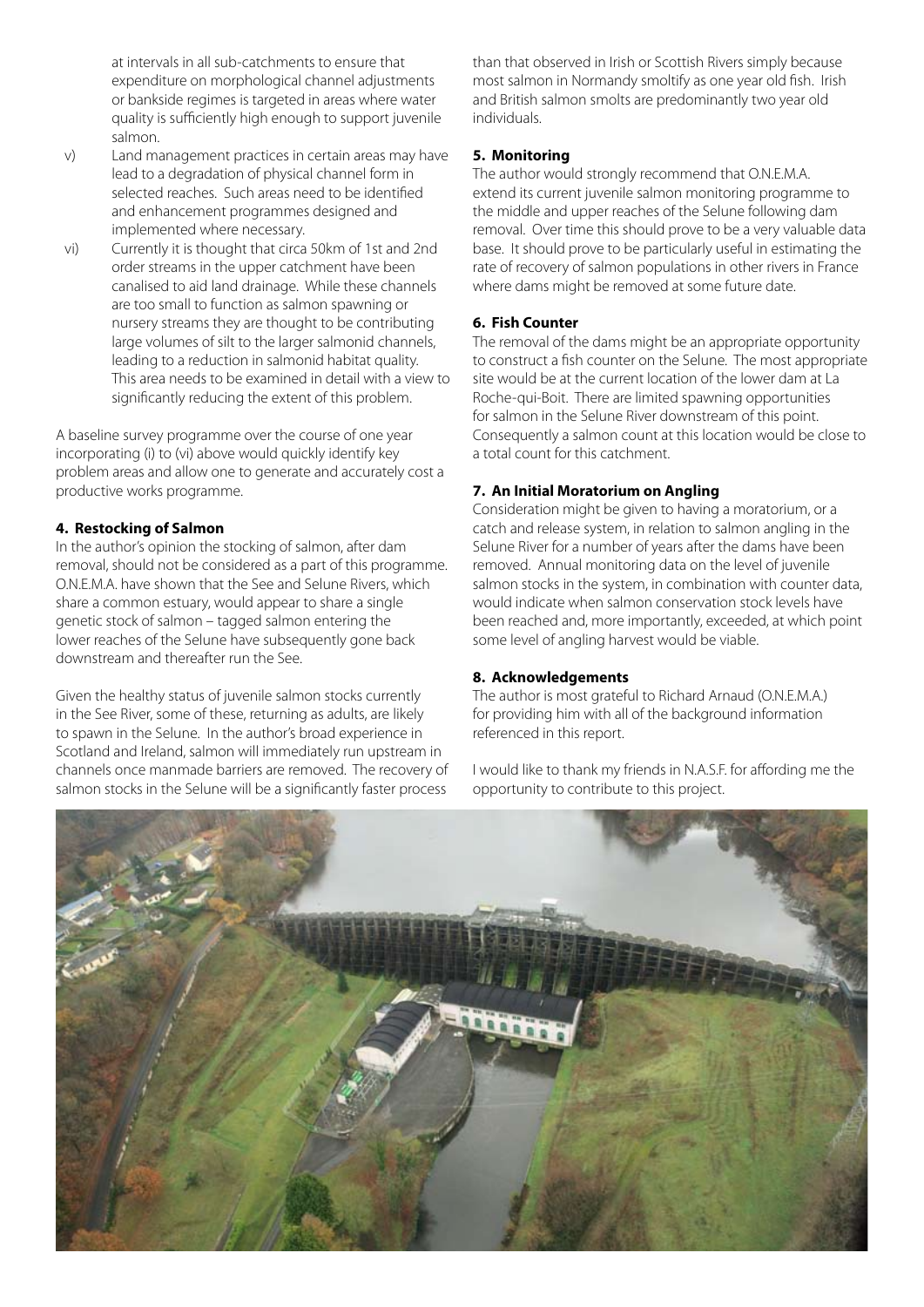at intervals in all sub-catchments to ensure that expenditure on morphological channel adjustments or bankside regimes is targeted in areas where water quality is sufficiently high enough to support juvenile salmon.

v) Land management practices in certain areas may have lead to a degradation of physical channel form in selected reaches. Such areas need to be identified and enhancement programmes designed and implemented where necessary.

vi) Currently it is thought that circa 50km of 1st and 2nd order streams in the upper catchment have been canalised to aid land drainage. While these channels are too small to function as salmon spawning or nursery streams they are thought to be contributing large volumes of silt to the larger salmonid channels, leading to a reduction in salmonid habitat quality. This area needs to be examined in detail with a view to significantly reducing the extent of this problem.

A baseline survey programme over the course of one year incorporating (i) to (vi) above would quickly identify key problem areas and allow one to generate and accurately cost a productive works programme.

### 4. Restocking of Salmon

In the author's opinion the stocking of salmon, after dam removal, should not be considered as a part of this programme. O.N.E.M.A. have shown that the See and Selune Rivers, which share a common estuary, would appear to share a single genetic stock of salmon – tagged salmon entering the lower reaches of the Selune have subsequently gone back downstream and thereafter run the See.

Given the healthy status of juvenile salmon stocks currently in the See River, some of these, returning as adults, are likely to spawn in the Selune. In the author's broad experience in Scotland and Ireland, salmon will immediately run upstream in channels once manmade barriers are removed. The recovery of salmon stocks in the Selune will be a significantly faster process than that observed in Irish or Scottish Rivers simply because most salmon in Normandy smoltify as one year old fish. Irish and British salmon smolts are predominantly two year old individuals.

### 5. Monitoring

The author would strongly recommend that O.N.E.M.A. extend its current juvenile salmon monitoring programme to the middle and upper reaches of the Selune following dam removal. Over time this should prove to be a very valuable data base. It should prove to be particularly useful in estimating the rate of recovery of salmon populations in other rivers in France where dams might be removed at some future date.

### 6. Fish Counter

The removal of the dams might be an appropriate opportunity to construct a fish counter on the Selune. The most appropriate site would be at the current location of the lower dam at La Roche-qui-Boit. There are limited spawning opportunities for salmon in the Selune River downstream of this point. Consequently a salmon count at this location would be close to a total count for this catchment.

### 7. An Initial Moratorium on Angling

Consideration might be given to having a moratorium, or a catch and release system, in relation to salmon angling in the Selune River for a number of years after the dams have been removed. Annual monitoring data on the level of juvenile salmon stocks in the system, in combination with counter data, would indicate when salmon conservation stock levels have been reached and, more importantly, exceeded, at which point some level of angling harvest would be viable.

### 8. Acknowledgements

The author is most grateful to Richard Arnaud (O.N.E.M.A.) for providing him with all of the background information referenced in this report.

I would like to thank my friends in N.A.S.F. for affording me the opportunity to contribute to this project.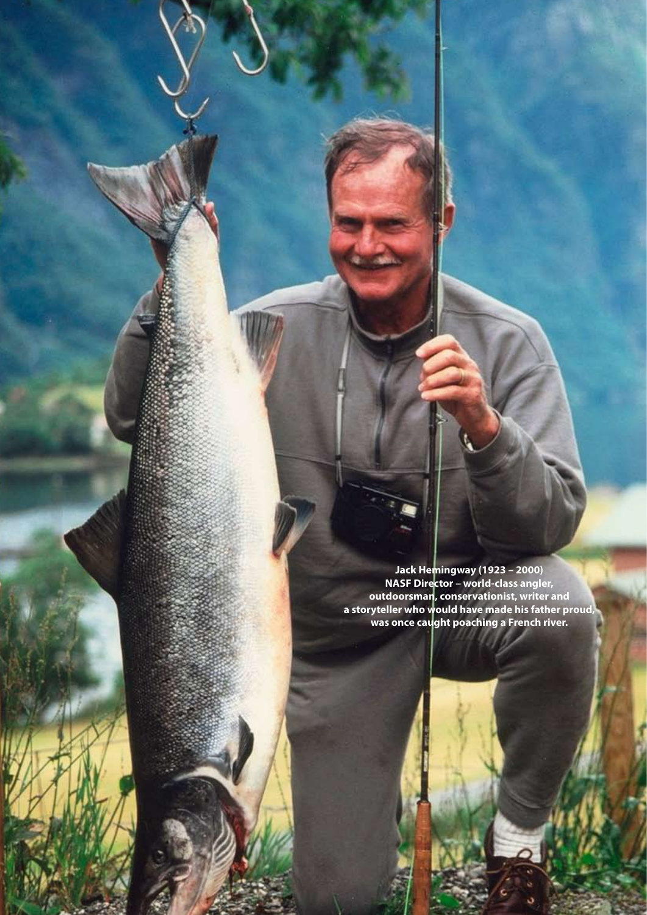**Jack Hemingway (1923 – 2000)**
**NASF Director – world-class angler, outdoorsman, conservationist, writer and a storyteller who would have made his father proud, was once caught poaching a French river.**